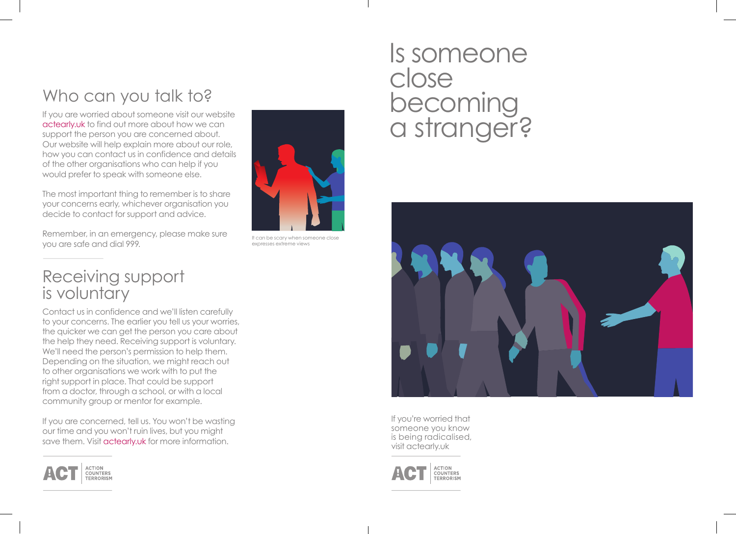# Is someone close becoming a stranger?

If you're worried that someone you know is being radicalised, visit actearly.uk

ACT | ACTION COUNTERS TERRORISM

## Who can you talk to?

If you are worried about someone visit our website actearly.uk to find out more about how we can support the person you are concerned about. Our website will help explain more about our role, how you can contact us in confidence and details of the other organisations who can help if you would prefer to speak with someone else.

The most important thing to remember is to share your concerns early, whichever organisation you decide to contact for support and advice.

Remember, in an emergency, please make sure you are safe and dial 999.

It can be scary when someone close expresses extreme views

## Receiving support is voluntary

Contact us in confidence and we'll listen carefully to your concerns. The earlier you tell us your worries, the quicker we can get the person you care about the help they need. Receiving support is voluntary. We'll need the person's permission to help them. Depending on the situation, we might reach out to other organisations we work with to put the right support in place. That could be support from a doctor, through a school, or with a local community group or mentor for example.

If you are concerned, tell us. You won't be wasting our time and you won't ruin lives, but you might save them. Visit actearly.uk for more information.

ACT | ACTION COUNTERS TERRORISM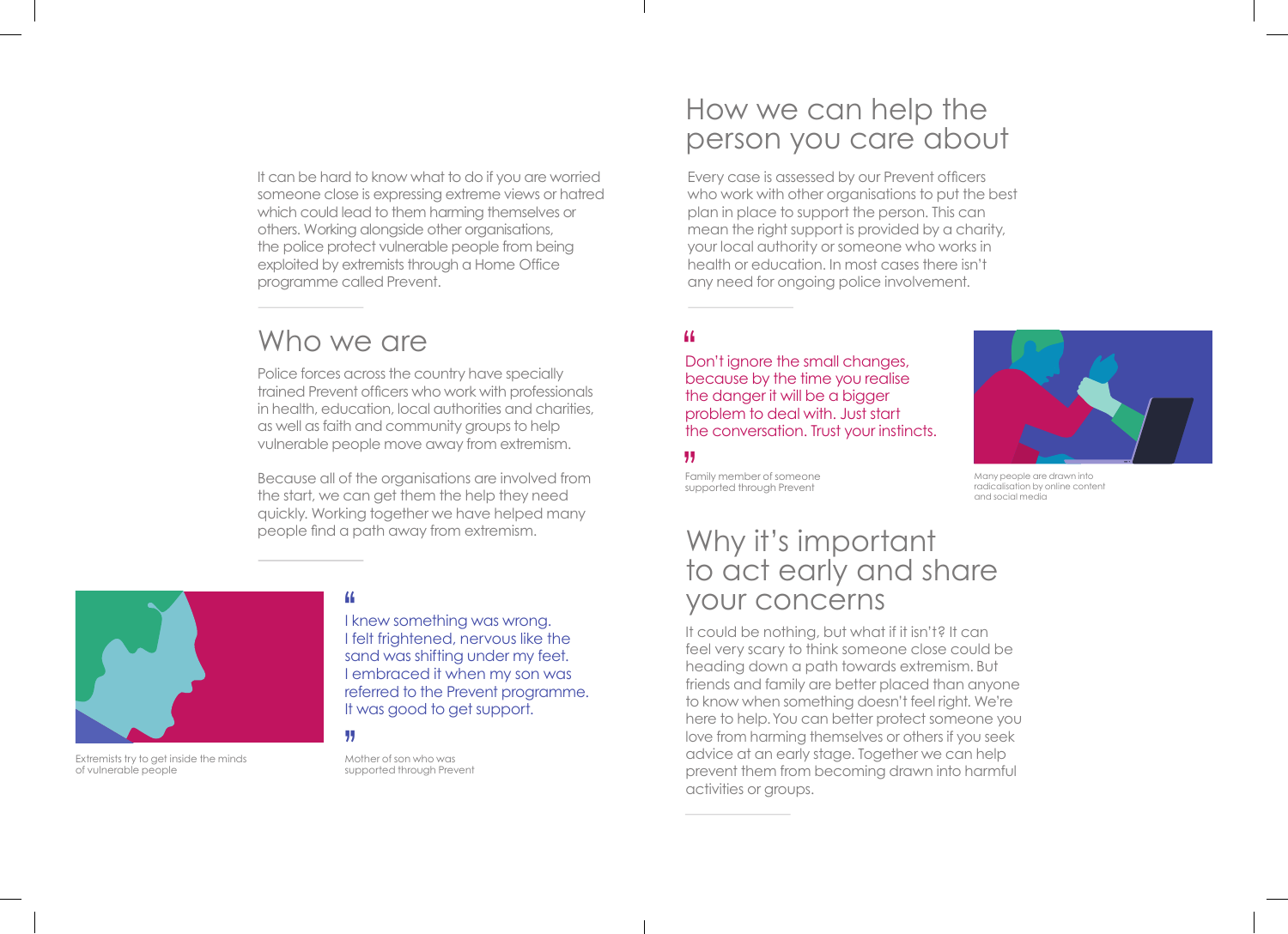It can be hard to know what to do if you are worried someone close is expressing extreme views or hatred which could lead to them harming themselves or others. Working alongside other organisations, the police protect vulnerable people from being exploited by extremists through a Home Office programme called Prevent.

## Who we are

Police forces across the country have specially trained Prevent officers who work with professionals in health, education, local authorities and charities, as well as faith and community groups to help vulnerable people move away from extremism.

Because all of the organisations are involved from the start, we can get them the help they need quickly. Working together we have helped many people find a path away from extremism.

Extremists try to get inside the minds of vulnerable people

> "I knew something was wrong. I felt frightened, nervous like the sand was shifting under my feet. I embraced it when my son was referred to the Prevent programme. It was good to get support."
>
> Mother of son who was supported through Prevent

## How we can help the person you care about

Every case is assessed by our Prevent officers who work with other organisations to put the best plan in place to support the person. This can mean the right support is provided by a charity, your local authority or someone who works in health or education. In most cases there isn't any need for ongoing police involvement.

> "Don't ignore the small changes, because by the time you realise the danger it will be a bigger problem to deal with. Just start the conversation. Trust your instincts."
>
> Family member of someone supported through Prevent

Many people are drawn into radicalisation by online content and social media

## Why it's important to act early and share your concerns

It could be nothing, but what if it isn't? It can feel very scary to think someone close could be heading down a path towards extremism. But friends and family are better placed than anyone to know when something doesn't feel right. We're here to help. You can better protect someone you love from harming themselves or others if you seek advice at an early stage. Together we can help prevent them from becoming drawn into harmful activities or groups.